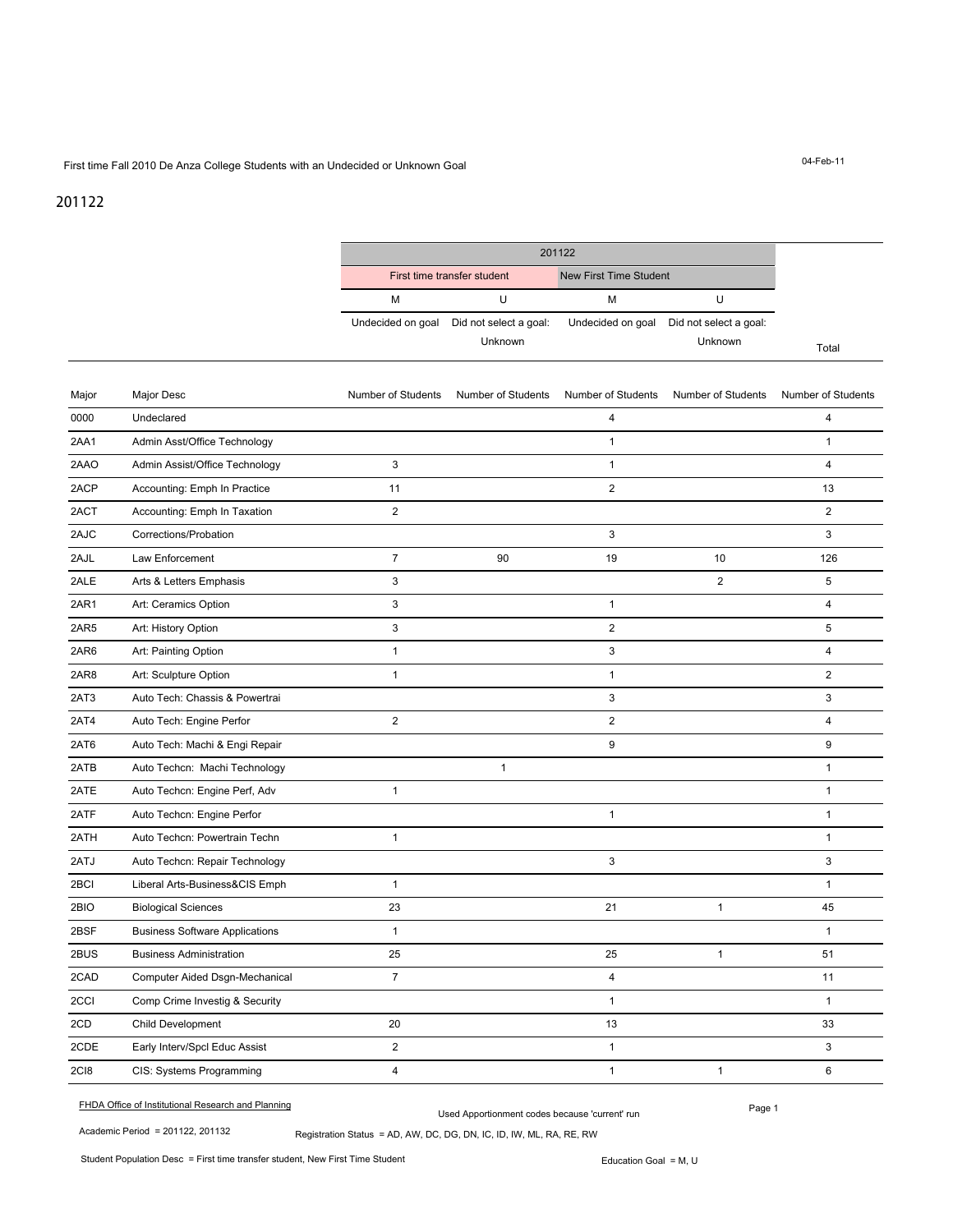First time Fall 2010 De Anza College Students with an Undecided or Unknown Goal

04-Feb-11

## 201122

| | | 201122 | | | | |
|---|---|---|---|---|---|---|
| | | First time transfer student | | New First Time Student | | |
| | | M | U | M | U | |
| | | Undecided on goal | Did not select a goal: Unknown | Undecided on goal | Did not select a goal: Unknown | Total |
| Major | Major Desc | Number of Students | Number of Students | Number of Students | Number of Students | Number of Students |
| 0000 | Undeclared | | | 4 | | 4 |
| 2AA1 | Admin Asst/Office Technology | | | 1 | | 1 |
| 2AAO | Admin Assist/Office Technology | 3 | | 1 | | 4 |
| 2ACP | Accounting: Emph In Practice | 11 | | 2 | | 13 |
| 2ACT | Accounting: Emph In Taxation | 2 | | | | 2 |
| 2AJC | Corrections/Probation | | | 3 | | 3 |
| 2AJL | Law Enforcement | 7 | 90 | 19 | 10 | 126 |
| 2ALE | Arts & Letters Emphasis | 3 | | | 2 | 5 |
| 2AR1 | Art: Ceramics Option | 3 | | 1 | | 4 |
| 2AR5 | Art: History Option | 3 | | 2 | | 5 |
| 2AR6 | Art: Painting Option | 1 | | 3 | | 4 |
| 2AR8 | Art: Sculpture Option | 1 | | 1 | | 2 |
| 2AT3 | Auto Tech: Chassis & Powertrai | | | 3 | | 3 |
| 2AT4 | Auto Tech: Engine Perfor | 2 | | 2 | | 4 |
| 2AT6 | Auto Tech: Machi & Engi Repair | | | 9 | | 9 |
| 2ATB | Auto Techcn: Machi Technology | | 1 | | | 1 |
| 2ATE | Auto Techcn: Engine Perf, Adv | 1 | | | | 1 |
| 2ATF | Auto Techcn: Engine Perfor | | | 1 | | 1 |
| 2ATH | Auto Techcn: Powertrain Techn | 1 | | | | 1 |
| 2ATJ | Auto Techcn: Repair Technology | | | 3 | | 3 |
| 2BCI | Liberal Arts-Business&CIS Emph | 1 | | | | 1 |
| 2BIO | Biological Sciences | 23 | | 21 | 1 | 45 |
| 2BSF | Business Software Applications | 1 | | | | 1 |
| 2BUS | Business Administration | 25 | | 25 | 1 | 51 |
| 2CAD | Computer Aided Dsgn-Mechanical | 7 | | 4 | | 11 |
| 2CCI | Comp Crime Investig & Security | | | 1 | | 1 |
| 2CD | Child Development | 20 | | 13 | | 33 |
| 2CDE | Early Interv/Spcl Educ Assist | 2 | | 1 | | 3 |
| 2CI8 | CIS: Systems Programming | 4 | | 1 | 1 | 6 |

FHDA Office of Institutional Research and Planning

Used Apportionment codes because 'current' run

Academic Period = 201122, 201132

Registration Status = AD, AW, DC, DG, DN, IC, ID, IW, ML, RA, RE, RW

Student Population Desc = First time transfer student, New First Time Student

Education Goal = M, U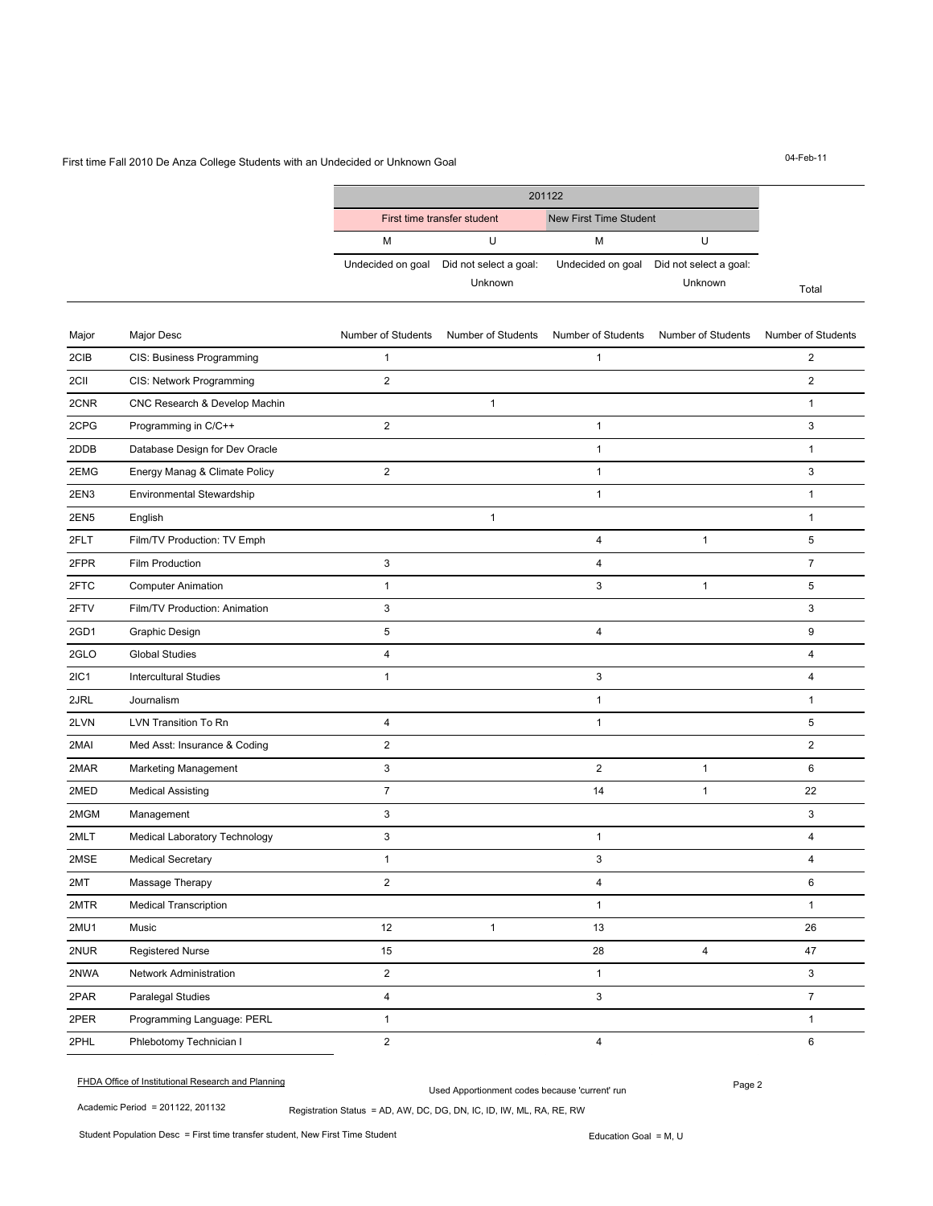First time Fall 2010 De Anza College Students with an Undecided or Unknown Goal

04-Feb-11

| | | 201122 | | | | |
|---|---|---|---|---|---|---|
| | | First time transfer student | | New First Time Student | | |
| | | M | U | M | U | |
| | | Undecided on goal | Did not select a goal: Unknown | Undecided on goal | Did not select a goal: Unknown | Total |
| Major | Major Desc | Number of Students | Number of Students | Number of Students | Number of Students | Number of Students |
| 2CIB | CIS: Business Programming | 1 | | 1 | | 2 |
| 2CII | CIS: Network Programming | 2 | | | | 2 |
| 2CNR | CNC Research & Develop Machin | | 1 | | | 1 |
| 2CPG | Programming in C/C++ | 2 | | 1 | | 3 |
| 2DDB | Database Design for Dev Oracle | | | 1 | | 1 |
| 2EMG | Energy Manag & Climate Policy | 2 | | 1 | | 3 |
| 2EN3 | Environmental Stewardship | | | 1 | | 1 |
| 2EN5 | English | | 1 | | | 1 |
| 2FLT | Film/TV Production: TV Emph | | | 4 | 1 | 5 |
| 2FPR | Film Production | 3 | | 4 | | 7 |
| 2FTC | Computer Animation | 1 | | 3 | 1 | 5 |
| 2FTV | Film/TV Production: Animation | 3 | | | | 3 |
| 2GD1 | Graphic Design | 5 | | 4 | | 9 |
| 2GLO | Global Studies | 4 | | | | 4 |
| 2IC1 | Intercultural Studies | 1 | | 3 | | 4 |
| 2JRL | Journalism | | | 1 | | 1 |
| 2LVN | LVN Transition To Rn | 4 | | 1 | | 5 |
| 2MAI | Med Asst: Insurance & Coding | 2 | | | | 2 |
| 2MAR | Marketing Management | 3 | | 2 | 1 | 6 |
| 2MED | Medical Assisting | 7 | | 14 | 1 | 22 |
| 2MGM | Management | 3 | | | | 3 |
| 2MLT | Medical Laboratory Technology | 3 | | 1 | | 4 |
| 2MSE | Medical Secretary | 1 | | 3 | | 4 |
| 2MT | Massage Therapy | 2 | | 4 | | 6 |
| 2MTR | Medical Transcription | | | 1 | | 1 |
| 2MU1 | Music | 12 | 1 | 13 | | 26 |
| 2NUR | Registered Nurse | 15 | | 28 | 4 | 47 |
| 2NWA | Network Administration | 2 | | 1 | | 3 |
| 2PAR | Paralegal Studies | 4 | | 3 | | 7 |
| 2PER | Programming Language: PERL | 1 | | | | 1 |
| 2PHL | Phlebotomy Technician I | 2 | | 4 | | 6 |

FHDA Office of Institutional Research and Planning

Used Apportionment codes because 'current' run

Academic Period = 201122, 201132

Registration Status = AD, AW, DC, DG, DN, IC, ID, IW, ML, RA, RE, RW

Student Population Desc = First time transfer student, New First Time Student

Education Goal = M, U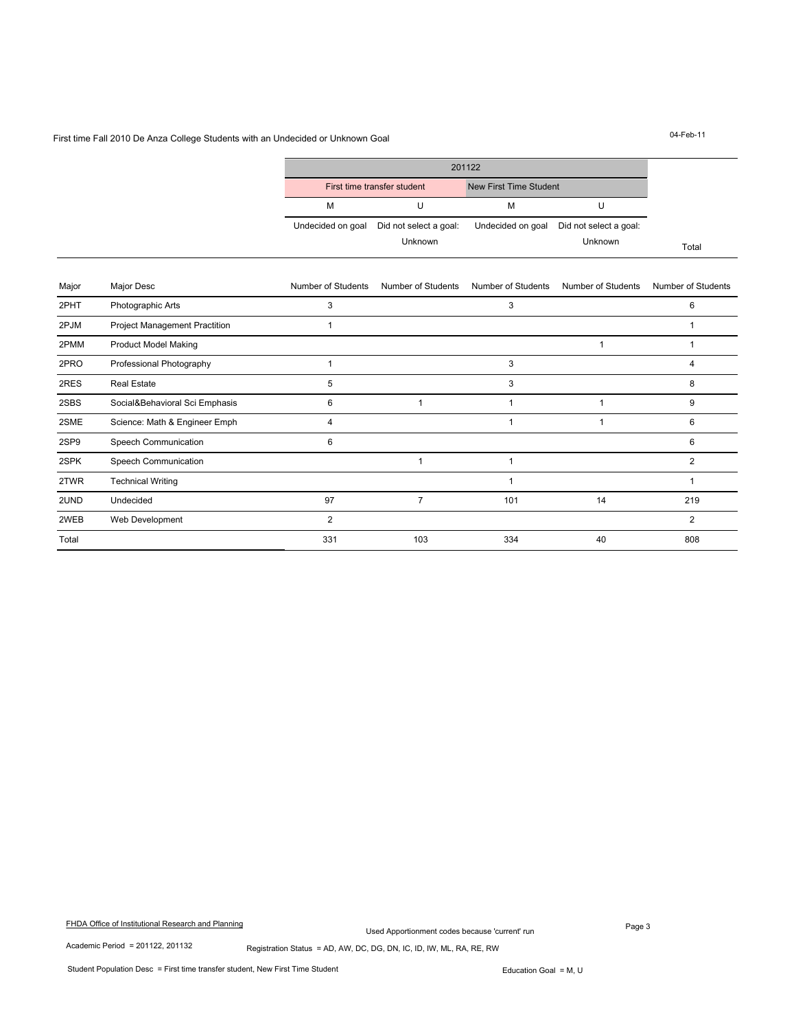First time Fall 2010 De Anza College Students with an Undecided or Unknown Goal

04-Feb-11

| | | 201122 | | | | |
|---|---|---|---|---|---|---|
| | | First time transfer student | | New First Time Student | | |
| | | M | U | M | U | |
| | | Undecided on goal | Did not select a goal: Unknown | Undecided on goal | Did not select a goal: Unknown | Total |
| Major | Major Desc | Number of Students | Number of Students | Number of Students | Number of Students | Number of Students |
| 2PHT | Photographic Arts | 3 | | 3 | | 6 |
| 2PJM | Project Management Practition | 1 | | | | 1 |
| 2PMM | Product Model Making | | | | 1 | 1 |
| 2PRO | Professional Photography | 1 | | 3 | | 4 |
| 2RES | Real Estate | 5 | | 3 | | 8 |
| 2SBS | Social&Behavioral Sci Emphasis | 6 | 1 | 1 | 1 | 9 |
| 2SME | Science: Math & Engineer Emph | 4 | | 1 | 1 | 6 |
| 2SP9 | Speech Communication | 6 | | | | 6 |
| 2SPK | Speech Communication | | 1 | 1 | | 2 |
| 2TWR | Technical Writing | | | 1 | | 1 |
| 2UND | Undecided | 97 | 7 | 101 | 14 | 219 |
| 2WEB | Web Development | 2 | | | | 2 |
| Total | | 331 | 103 | 334 | 40 | 808 |

FHDA Office of Institutional Research and Planning

Used Apportionment codes because 'current' run

Academic Period = 201122, 201132

Registration Status = AD, AW, DC, DG, DN, IC, ID, IW, ML, RA, RE, RW

Student Population Desc = First time transfer student, New First Time Student

Education Goal = M, U